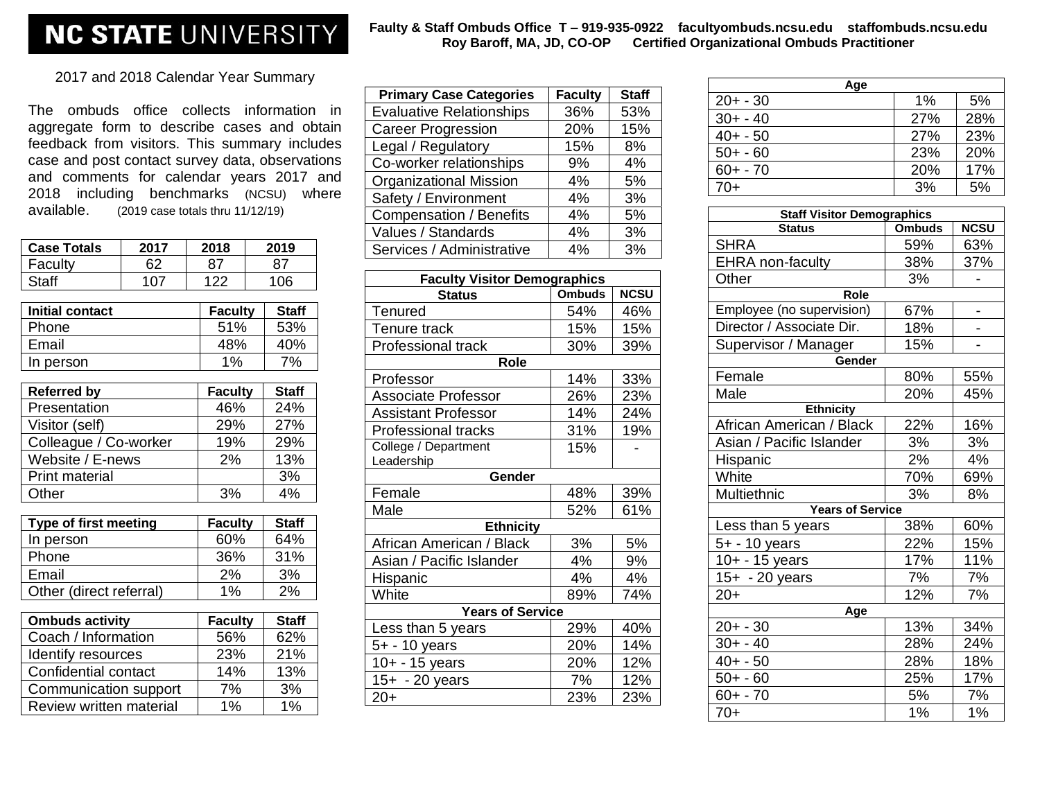# NC STATE UNIVERSITY

**Faulty & Staff Ombuds Office T – 919-935-0922 facultyombuds.ncsu.edu staffombuds.ncsu.edu**
**Roy Baroff, MA, JD, CO-OP Certified Organizational Ombuds Practitioner**

## 2017 and 2018 Calendar Year Summary

The ombuds office collects information in aggregate form to describe cases and obtain feedback from visitors. This summary includes case and post contact survey data, observations and comments for calendar years 2017 and 2018 including benchmarks (NCSU) where available. (2019 case totals thru 11/12/19)

| Case Totals | 2017 | 2018 | 2019 |
|---|---|---|---|
| Faculty | 62 | 87 | 87 |
| Staff | 107 | 122 | 106 |

| Initial contact | Faculty | Staff |
|---|---|---|
| Phone | 51% | 53% |
| Email | 48% | 40% |
| In person | 1% | 7% |

| Referred by | Faculty | Staff |
|---|---|---|
| Presentation | 46% | 24% |
| Visitor (self) | 29% | 27% |
| Colleague / Co-worker | 19% | 29% |
| Website / E-news | 2% | 13% |
| Print material | | 3% |
| Other | 3% | 4% |

| Type of first meeting | Faculty | Staff |
|---|---|---|
| In person | 60% | 64% |
| Phone | 36% | 31% |
| Email | 2% | 3% |
| Other (direct referral) | 1% | 2% |

| Ombuds activity | Faculty | Staff |
|---|---|---|
| Coach / Information | 56% | 62% |
| Identify resources | 23% | 21% |
| Confidential contact | 14% | 13% |
| Communication support | 7% | 3% |
| Review written material | 1% | 1% |

| Primary Case Categories | Faculty | Staff |
|---|---|---|
| Evaluative Relationships | 36% | 53% |
| Career Progression | 20% | 15% |
| Legal / Regulatory | 15% | 8% |
| Co-worker relationships | 9% | 4% |
| Organizational Mission | 4% | 5% |
| Safety / Environment | 4% | 3% |
| Compensation / Benefits | 4% | 5% |
| Values / Standards | 4% | 3% |
| Services / Administrative | 4% | 3% |

| Faculty Visitor Demographics | | |
|---|---|---|
| **Status** | **Ombuds** | **NCSU** |
| Tenured | 54% | 46% |
| Tenure track | 15% | 15% |
| Professional track | 30% | 39% |
| **Role** | | |
| Professor | 14% | 33% |
| Associate Professor | 26% | 23% |
| Assistant Professor | 14% | 24% |
| Professional tracks | 31% | 19% |
| College / Department Leadership | 15% | - |
| **Gender** | | |
| Female | 48% | 39% |
| Male | 52% | 61% |
| **Ethnicity** | | |
| African American / Black | 3% | 5% |
| Asian / Pacific Islander | 4% | 9% |
| Hispanic | 4% | 4% |
| White | 89% | 74% |
| **Years of Service** | | |
| Less than 5 years | 29% | 40% |
| 5+ - 10 years | 20% | 14% |
| 10+ - 15 years | 20% | 12% |
| 15+ - 20 years | 7% | 12% |
| 20+ | 23% | 23% |

| Age | | |
|---|---|---|
| 20+ - 30 | 1% | 5% |
| 30+ - 40 | 27% | 28% |
| 40+ - 50 | 27% | 23% |
| 50+ - 60 | 23% | 20% |
| 60+ - 70 | 20% | 17% |
| 70+ | 3% | 5% |

| Staff Visitor Demographics | | |
|---|---|---|
| **Status** | **Ombuds** | **NCSU** |
| SHRA | 59% | 63% |
| EHRA non-faculty | 38% | 37% |
| Other | 3% | - |
| **Role** | | |
| Employee (no supervision) | 67% | - |
| Director / Associate Dir. | 18% | - |
| Supervisor / Manager | 15% | - |
| **Gender** | | |
| Female | 80% | 55% |
| Male | 20% | 45% |
| **Ethnicity** | | |
| African American / Black | 22% | 16% |
| Asian / Pacific Islander | 3% | 3% |
| Hispanic | 2% | 4% |
| White | 70% | 69% |
| Multiethnic | 3% | 8% |
| **Years of Service** | | |
| Less than 5 years | 38% | 60% |
| 5+ - 10 years | 22% | 15% |
| 10+ - 15 years | 17% | 11% |
| 15+ - 20 years | 7% | 7% |
| 20+ | 12% | 7% |
| **Age** | | |
| 20+ - 30 | 13% | 34% |
| 30+ - 40 | 28% | 24% |
| 40+ - 50 | 28% | 18% |
| 50+ - 60 | 25% | 17% |
| 60+ - 70 | 5% | 7% |
| 70+ | 1% | 1% |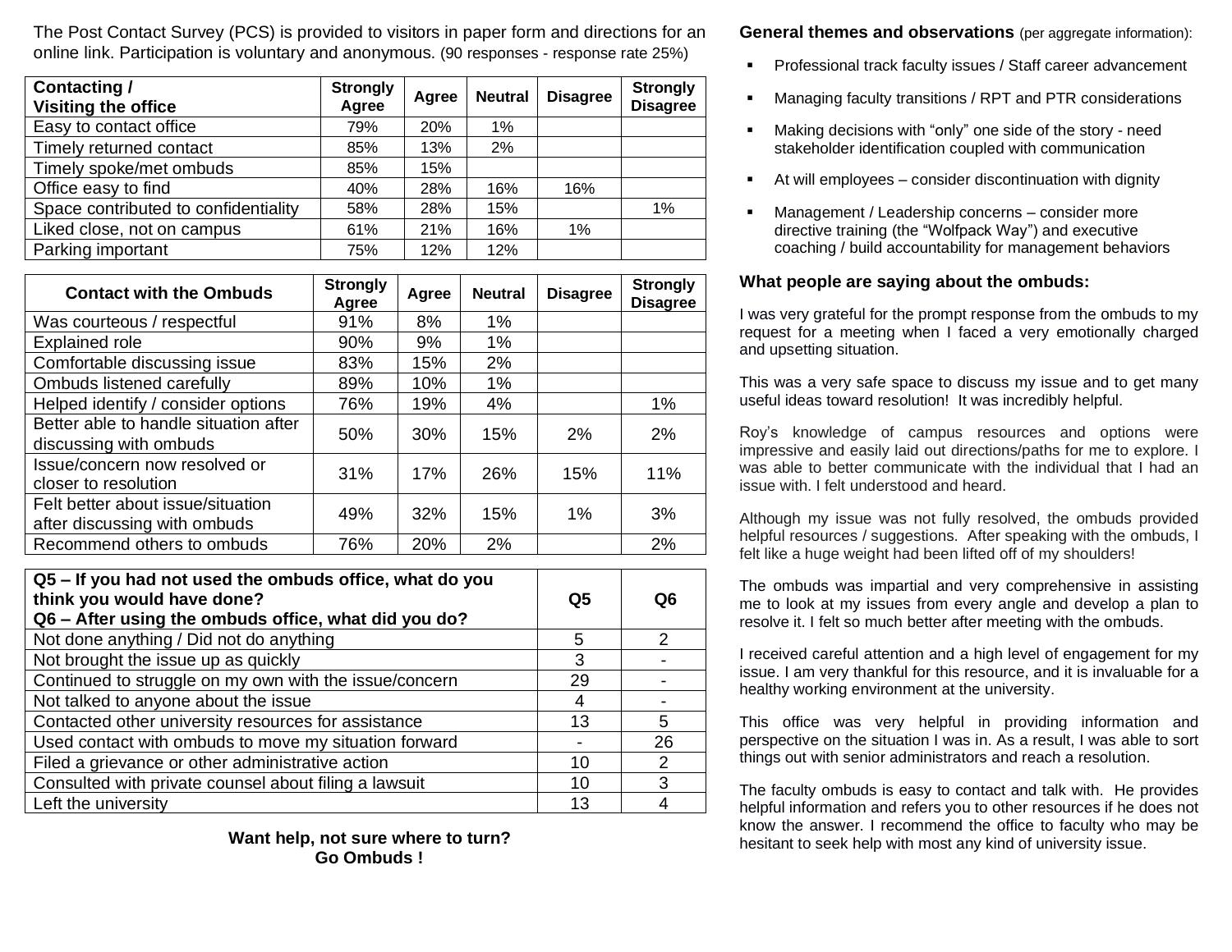The Post Contact Survey (PCS) is provided to visitors in paper form and directions for an online link. Participation is voluntary and anonymous. (90 responses - response rate 25%)

| Contacting / Visiting the office | Strongly Agree | Agree | Neutral | Disagree | Strongly Disagree |
|---|---|---|---|---|---|
| Easy to contact office | 79% | 20% | 1% | | |
| Timely returned contact | 85% | 13% | 2% | | |
| Timely spoke/met ombuds | 85% | 15% | | | |
| Office easy to find | 40% | 28% | 16% | 16% | |
| Space contributed to confidentiality | 58% | 28% | 15% | | 1% |
| Liked close, not on campus | 61% | 21% | 16% | 1% | |
| Parking important | 75% | 12% | 12% | | |

| Contact with the Ombuds | Strongly Agree | Agree | Neutral | Disagree | Strongly Disagree |
|---|---|---|---|---|---|
| Was courteous / respectful | 91% | 8% | 1% | | |
| Explained role | 90% | 9% | 1% | | |
| Comfortable discussing issue | 83% | 15% | 2% | | |
| Ombuds listened carefully | 89% | 10% | 1% | | |
| Helped identify / consider options | 76% | 19% | 4% | | 1% |
| Better able to handle situation after discussing with ombuds | 50% | 30% | 15% | 2% | 2% |
| Issue/concern now resolved or closer to resolution | 31% | 17% | 26% | 15% | 11% |
| Felt better about issue/situation after discussing with ombuds | 49% | 32% | 15% | 1% | 3% |
| Recommend others to ombuds | 76% | 20% | 2% | | 2% |

| Q5 – If you had not used the ombuds office, what do you think you would have done?<br>Q6 – After using the ombuds office, what did you do? | Q5 | Q6 |
|---|---|---|
| Not done anything / Did not do anything | 5 | 2 |
| Not brought the issue up as quickly | 3 | - |
| Continued to struggle on my own with the issue/concern | 29 | - |
| Not talked to anyone about the issue | 4 | - |
| Contacted other university resources for assistance | 13 | 5 |
| Used contact with ombuds to move my situation forward | - | 26 |
| Filed a grievance or other administrative action | 10 | 2 |
| Consulted with private counsel about filing a lawsuit | 10 | 3 |
| Left the university | 13 | 4 |

**Want help, not sure where to turn?**
**Go Ombuds !**

**General themes and observations** (per aggregate information):

- Professional track faculty issues / Staff career advancement
- Managing faculty transitions / RPT and PTR considerations
- Making decisions with "only" one side of the story - need stakeholder identification coupled with communication
- At will employees – consider discontinuation with dignity
- Management / Leadership concerns – consider more directive training (the "Wolfpack Way") and executive coaching / build accountability for management behaviors

**What people are saying about the ombuds:**

I was very grateful for the prompt response from the ombuds to my request for a meeting when I faced a very emotionally charged and upsetting situation.

This was a very safe space to discuss my issue and to get many useful ideas toward resolution! It was incredibly helpful.

Roy's knowledge of campus resources and options were impressive and easily laid out directions/paths for me to explore. I was able to better communicate with the individual that I had an issue with. I felt understood and heard.

Although my issue was not fully resolved, the ombuds provided helpful resources / suggestions. After speaking with the ombuds, I felt like a huge weight had been lifted off of my shoulders!

The ombuds was impartial and very comprehensive in assisting me to look at my issues from every angle and develop a plan to resolve it. I felt so much better after meeting with the ombuds.

I received careful attention and a high level of engagement for my issue. I am very thankful for this resource, and it is invaluable for a healthy working environment at the university.

This office was very helpful in providing information and perspective on the situation I was in. As a result, I was able to sort things out with senior administrators and reach a resolution.

The faculty ombuds is easy to contact and talk with. He provides helpful information and refers you to other resources if he does not know the answer. I recommend the office to faculty who may be hesitant to seek help with most any kind of university issue.